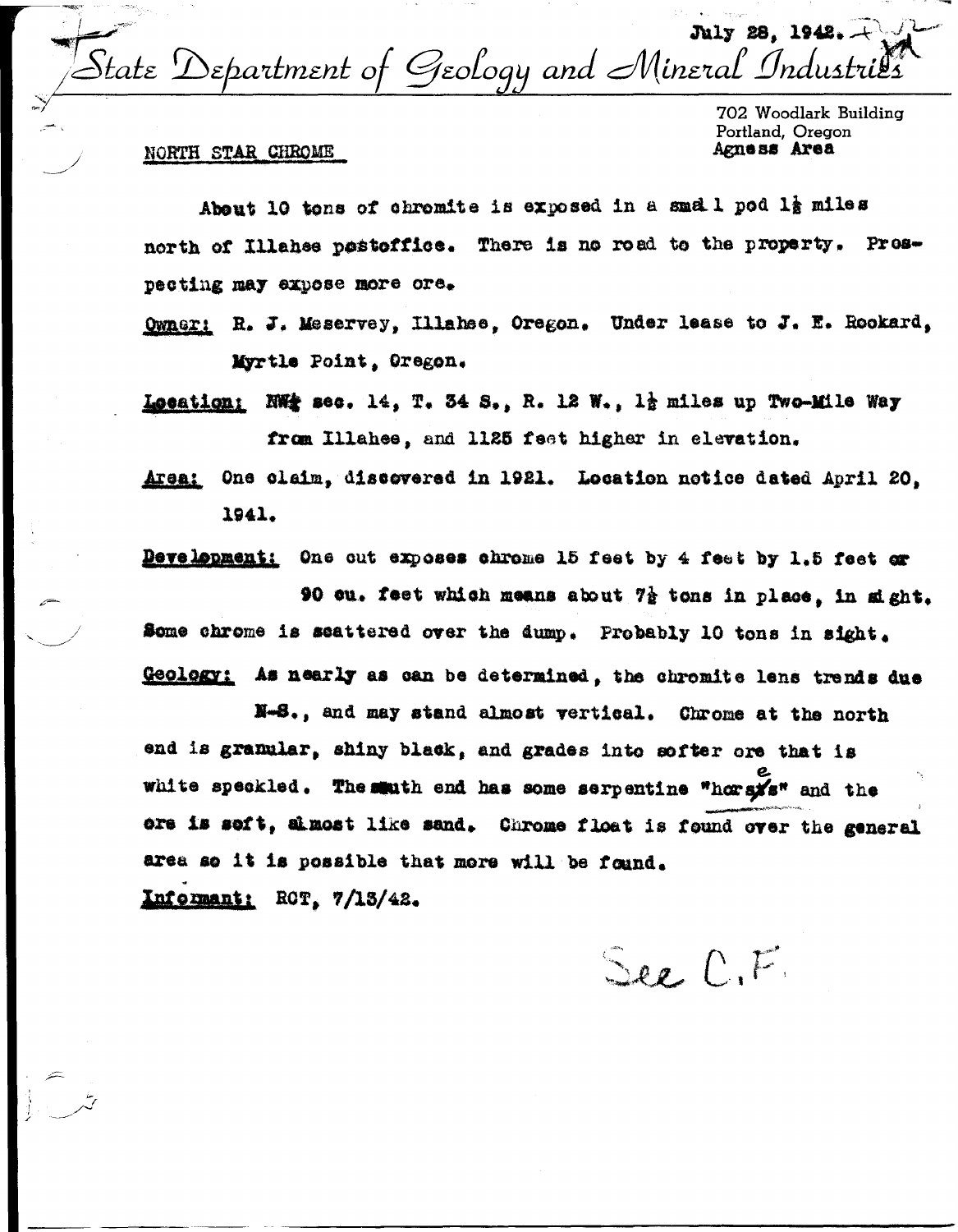July 28, 1942.

State Department of Geology and Mineral Industries

702 Woodlark Building
Portland, Oregon
**Agness Area**

NORTH STAR CHROME

About 10 tons of chromite is exposed in a small pod 1½ miles north of Illahee postoffice. There is no road to the property. Prospecting may expose more ore.

Owner: R. J. Meservey, Illahee, Oregon. Under lease to J. E. Rookard, Myrtle Point, Oregon.

Location: NW¼ sec. 14, T. 34 S., R. 12 W., 1½ miles up Two-Mile Way from Illahee, and 1125 feet higher in elevation.

Area: One claim, discovered in 1921. Location notice dated April 20, 1941.

Development: One cut exposes chrome 15 feet by 4 feet by 1.5 feet or 90 cu. feet which means about 7½ tons in place, in sight. Some chrome is scattered over the dump. Probably 10 tons in sight.

Geology: As nearly as can be determined, the chromite lens trends due N-S., and may stand almost vertical. Chrome at the north end is granular, shiny black, and grades into softer ore that is white speckled. The south end has some serpentine "horses" and the ore is soft, almost like sand. Chrome float is found over the general area so it is possible that more will be found.

Informant: RCT, 7/13/42.

See C.F.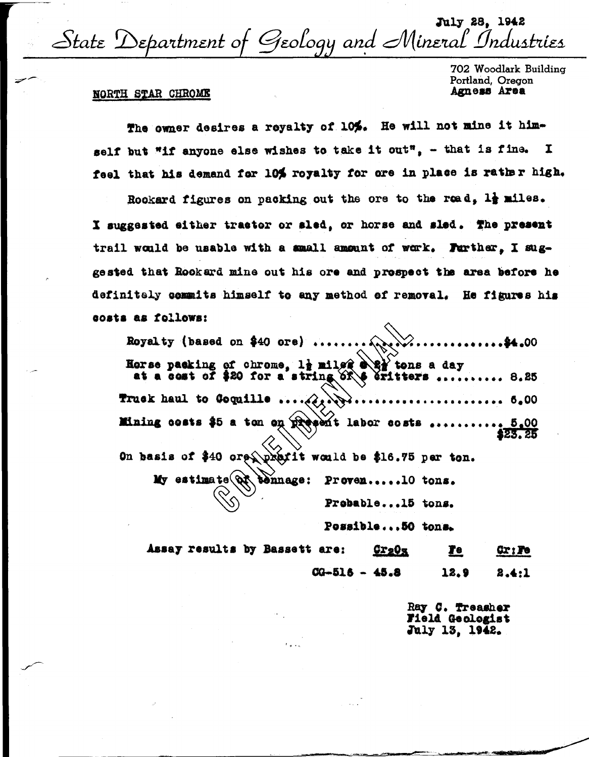July 28, 1942

State Department of Geology and Mineral Industries

702 Woodlark Building
Portland, Oregon
Agness Area

NORTH STAR CHROME

The owner desires a royalty of 10%. He will not mine it himself but "if anyone else wishes to take it out", - that is fine. I feel that his demand for 10% royalty for ore in place is rather high.

Rookard figures on packing out the ore to the road, 1½ miles. I suggested either tractor or sled, or horse and sled. The present trail would be usable with a small amount of work. Further, I suggested that Rookard mine out his ore and prospect the area before he definitely commits himself to any method of removal. He figures his costs as follows:

| | |
|---|---|
| Royalty (based on $40 ore) | $4.00 |
| Horse packing of chrome, 1½ miles @ 2½ tons a day at a cost of $20 for a string of 6 critters | 8.25 |
| Truck haul to Coquille | 6.00 |
| Mining costs $5 a ton on present labor costs | 5.00 |
| | $23.25 |

On basis of $40 ore, profit would be $16.75 per ton.

My estimate of tonnage: Proven.....10 tons.
Probable...15 tons.
Possible...50 tons.

| Assay results by Bassett are: | $Cr_2O_3$ | Fe | Cr:Fe |
|---|---|---|---|
| CG-516 - | 45.8 | 12.9 | 2.4:1 |

Ray C. Treasher
Field Geologist
July 13, 1942.

CONFIDENTIAL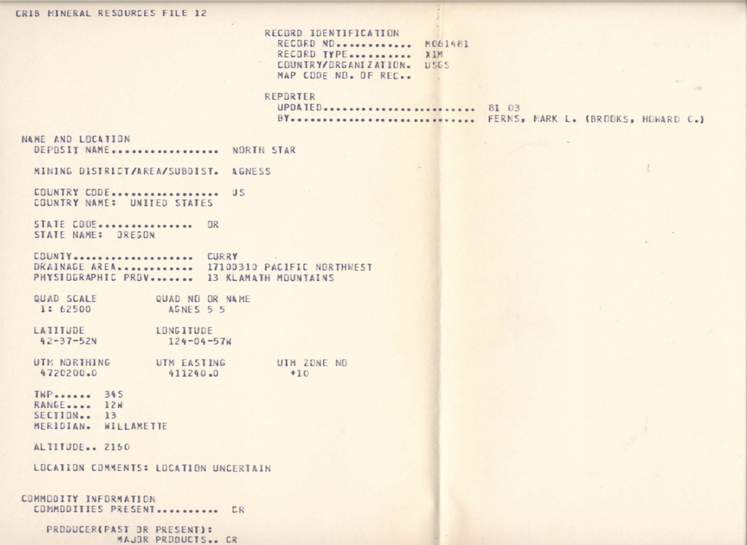CRIB MINERAL RESOURCES FILE 12

RECORD IDENTIFICATION
- RECORD NO............ M061481
- RECORD TYPE.......... X1M
- COUNTRY/ORGANIZATION. USGS
- MAP CODE NO. OF REC..

REPORTER
- UPDATED........................ 81 03
- BY........................... FERNS, MARK L. (BROOKS, HOWARD C.)

NAME AND LOCATION
- DEPOSIT NAME.................. NORTH STAR

- MINING DISTRICT/AREA/SUBDIST. AGNESS

- COUNTRY CODE.................. US
- COUNTRY NAME: UNITED STATES

- STATE CODE................ OR
- STATE NAME: OREGON

- COUNTY.................... CURRY
- DRAINAGE AREA............ 17100310 PACIFIC NORTHWEST
- PHYSIOGRAPHIC PROV....... 13 KLAMATH MOUNTAINS

| QUAD SCALE | QUAD NO OR NAME | |
|---|---|---|
| 1: 62500 | AGNES 5 5 | |
| **LATITUDE** | **LONGITUDE** | |
| 42-37-52N | 124-04-57W | |
| **UTM NORTHING** | **UTM EASTING** | **UTM ZONE NO** |
| 4720200.0 | 411240.0 | +10 |

- TWP...... 34S
- RANGE.... 12W
- SECTION.. 13
- MERIDIAN. WILLAMETTE

- ALTITUDE.. 2160

- LOCATION COMMENTS: LOCATION UNCERTAIN

COMMODITY INFORMATION
- COMMODITIES PRESENT.......... CR

  PRODUCER(PAST OR PRESENT):
  - MAJOR PRODUCTS.. CR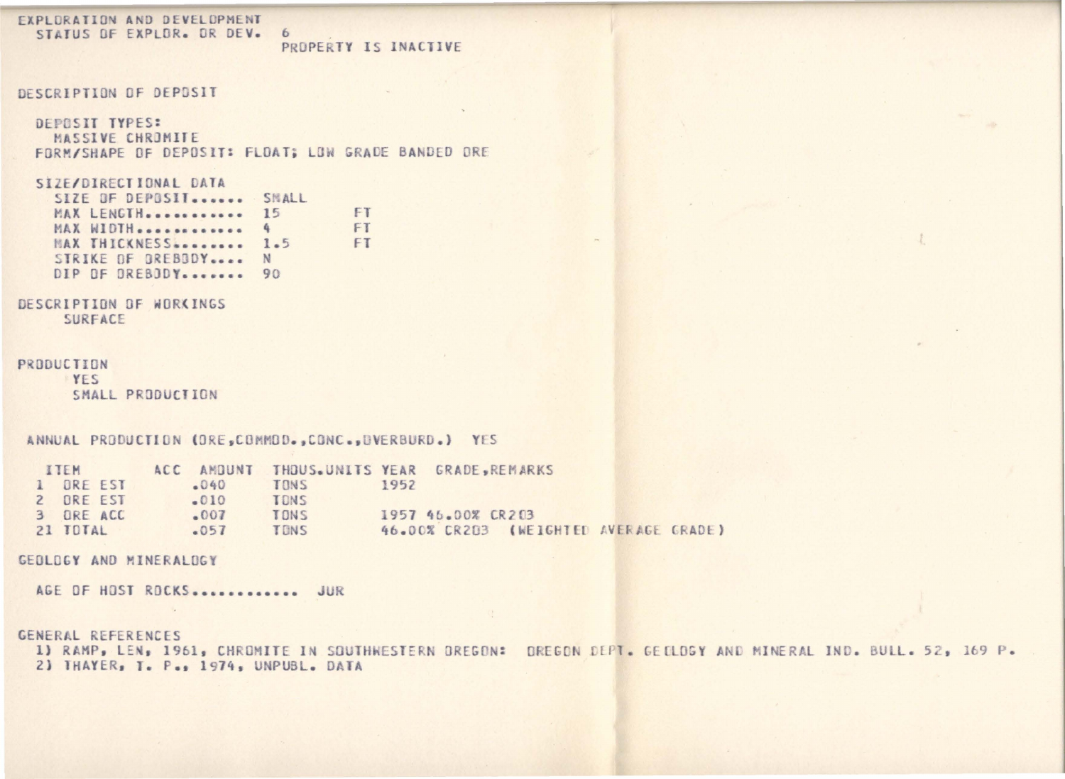EXPLORATION AND DEVELOPMENT

STATUS OF EXPLOR. OR DEV. 6

PROPERTY IS INACTIVE

DESCRIPTION OF DEPOSIT

DEPOSIT TYPES:
MASSIVE CHROMITE

FORM/SHAPE OF DEPOSIT: FLOAT; LOW GRADE BANDED ORE

SIZE/DIRECTIONAL DATA

| | | |
|---|---|---|
| SIZE OF DEPOSIT...... | SMALL | |
| MAX LENGTH........... | 15 | FT |
| MAX WIDTH............ | 4 | FT |
| MAX THICKNESS........ | 1.5 | FT |
| STRIKE OF OREBODY.... | N | |
| DIP OF OREBODY....... | 90 | |

DESCRIPTION OF WORKINGS

SURFACE

PRODUCTION

YES

SMALL PRODUCTION

ANNUAL PRODUCTION (ORE,COMMOD.,CONC.,OVERBURD.) YES

| ITEM | ACC | AMOUNT | THOUS.UNITS | YEAR | GRADE,REMARKS |
|---|---|---|---|---|---|
| 1 ORE EST | | .040 | TONS | 1952 | |
| 2 ORE EST | | .010 | TONS | | |
| 3 ORE ACC | | .007 | TONS | 1957 | 46.00% CR2O3 |
| 21 TOTAL | | .057 | TONS | | 46.00% CR2O3 (WEIGHTED AVERAGE GRADE) |

GEOLOGY AND MINERALOGY

AGE OF HOST ROCKS............. JUR

GENERAL REFERENCES

1) RAMP, LEN, 1961, CHROMITE IN SOUTHWESTERN OREGON: OREGON DEPT. GEOLOGY AND MINERAL IND. BULL. 52, 169 P.

2) THAYER, T. P., 1974, UNPUBL. DATA